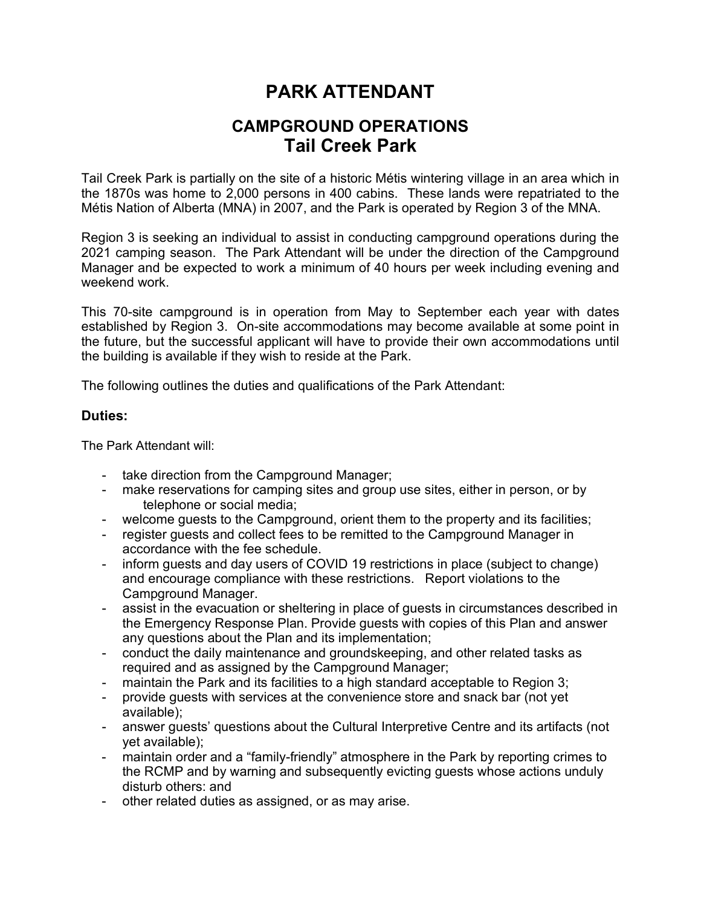# PARK ATTENDANT

## CAMPGROUND OPERATIONS
## Tail Creek Park

Tail Creek Park is partially on the site of a historic Métis wintering village in an area which in the 1870s was home to 2,000 persons in 400 cabins. These lands were repatriated to the Métis Nation of Alberta (MNA) in 2007, and the Park is operated by Region 3 of the MNA.

Region 3 is seeking an individual to assist in conducting campground operations during the 2021 camping season. The Park Attendant will be under the direction of the Campground Manager and be expected to work a minimum of 40 hours per week including evening and weekend work.

This 70-site campground is in operation from May to September each year with dates established by Region 3. On-site accommodations may become available at some point in the future, but the successful applicant will have to provide their own accommodations until the building is available if they wish to reside at the Park.

The following outlines the duties and qualifications of the Park Attendant:

### Duties:

The Park Attendant will:

- take direction from the Campground Manager;
- make reservations for camping sites and group use sites, either in person, or by telephone or social media;
- welcome guests to the Campground, orient them to the property and its facilities;
- register guests and collect fees to be remitted to the Campground Manager in accordance with the fee schedule.
- inform guests and day users of COVID 19 restrictions in place (subject to change) and encourage compliance with these restrictions. Report violations to the Campground Manager.
- assist in the evacuation or sheltering in place of guests in circumstances described in the Emergency Response Plan. Provide guests with copies of this Plan and answer any questions about the Plan and its implementation;
- conduct the daily maintenance and groundskeeping, and other related tasks as required and as assigned by the Campground Manager;
- maintain the Park and its facilities to a high standard acceptable to Region 3;
- provide guests with services at the convenience store and snack bar (not yet available);
- answer guests' questions about the Cultural Interpretive Centre and its artifacts (not yet available);
- maintain order and a "family-friendly" atmosphere in the Park by reporting crimes to the RCMP and by warning and subsequently evicting guests whose actions unduly disturb others: and
- other related duties as assigned, or as may arise.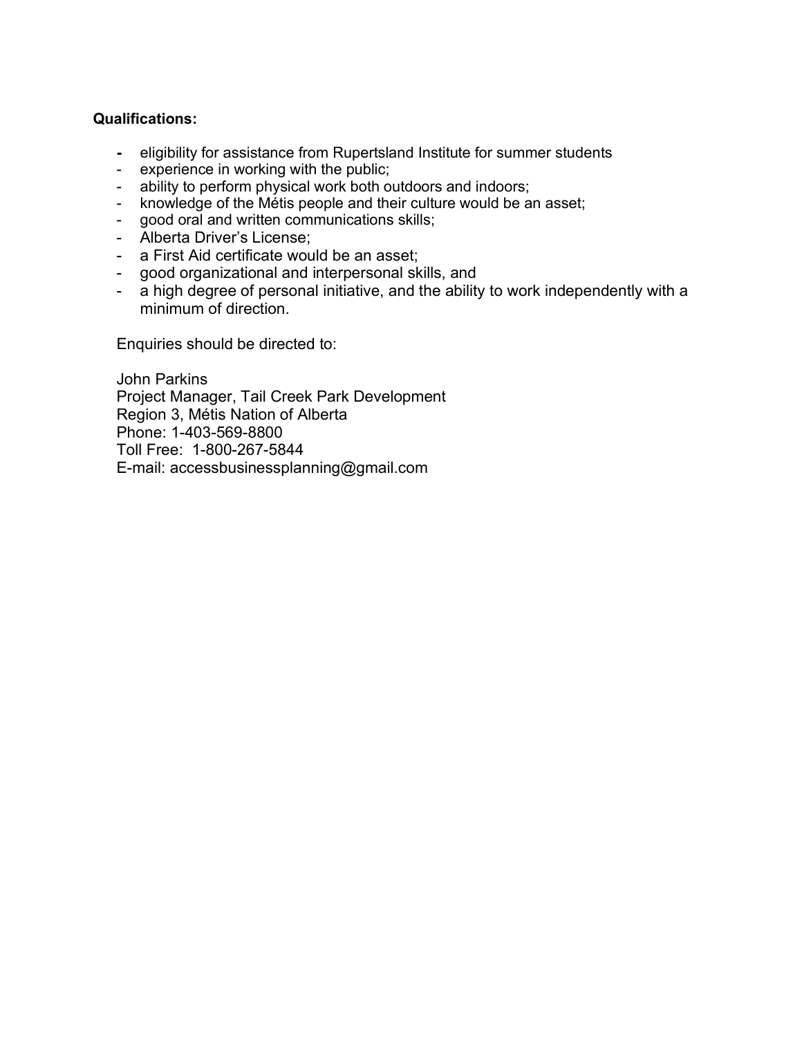**Qualifications:**

- eligibility for assistance from Rupertsland Institute for summer students
- experience in working with the public;
- ability to perform physical work both outdoors and indoors;
- knowledge of the Métis people and their culture would be an asset;
- good oral and written communications skills;
- Alberta Driver's License;
- a First Aid certificate would be an asset;
- good organizational and interpersonal skills, and
- a high degree of personal initiative, and the ability to work independently with a minimum of direction.

Enquiries should be directed to:

John Parkins
Project Manager, Tail Creek Park Development
Region 3, Métis Nation of Alberta
Phone: 1-403-569-8800
Toll Free: 1-800-267-5844
E-mail: accessbusinessplanning@gmail.com